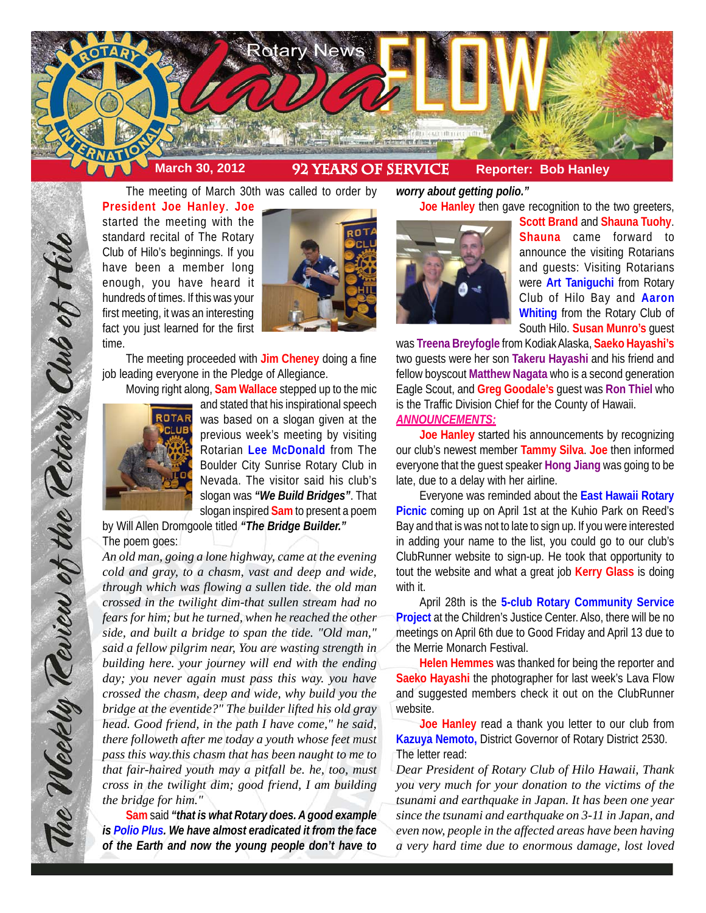# Rotary News Lava FLOW

**March 30, 2012** | **92 YEARS OF SERVICE** | **Reporter: Bob Hanley**

*The Weekly Review of the Rotary Club of Hilo*

The meeting of March 30th was called to order by **President Joe Hanley**. **Joe** started the meeting with the standard recital of The Rotary Club of Hilo's beginnings. If you have been a member long enough, you have heard it hundreds of times. If this was your first meeting, it was an interesting fact you just learned for the first time.

The meeting proceeded with **Jim Cheney** doing a fine job leading everyone in the Pledge of Allegiance.

Moving right along, **Sam Wallace** stepped up to the mic and stated that his inspirational speech was based on a slogan given at the previous week's meeting by visiting Rotarian **Lee McDonald** from The Boulder City Sunrise Rotary Club in Nevada. The visitor said his club's slogan was ***"We Build Bridges"***. That slogan inspired **Sam** to present a poem by Will Allen Dromgoole titled ***"The Bridge Builder."***

The poem goes:

*An old man, going a lone highway, came at the evening cold and gray, to a chasm, vast and deep and wide, through which was flowing a sullen tide. the old man crossed in the twilight dim-that sullen stream had no fears for him; but he turned, when he reached the other side, and built a bridge to span the tide. "Old man," said a fellow pilgrim near, You are wasting strength in building here. your journey will end with the ending day; you never again must pass this way. you have crossed the chasm, deep and wide, why build you the bridge at the eventide?" The builder lifted his old gray head. Good friend, in the path I have come," he said, there followeth after me today a youth whose feet must pass this way.this chasm that has been naught to me to that fair-haired youth may a pitfall be. he, too, must cross in the twilight dim; good friend, I am building the bridge for him."*

**Sam** said ***"that is what Rotary does. A good example is Polio Plus. We have almost eradicated it from the face of the Earth and now the young people don't have to worry about getting polio."***

**Joe Hanley** then gave recognition to the two greeters, **Scott Brand** and **Shauna Tuohy**. **Shauna** came forward to announce the visiting Rotarians and guests: Visiting Rotarians were **Art Taniguchi** from Rotary Club of Hilo Bay and **Aaron Whiting** from the Rotary Club of South Hilo. **Susan Munro's** guest was **Treena Breyfogle** from Kodiak Alaska, **Saeko Hayashi's** two guests were her son **Takeru Hayashi** and his friend and fellow boyscout **Matthew Nagata** who is a second generation Eagle Scout, and **Greg Goodale's** guest was **Ron Thiel** who is the Traffic Division Chief for the County of Hawaii.

***ANNOUNCEMENTS:***

**Joe Hanley** started his announcements by recognizing our club's newest member **Tammy Silva**. **Joe** then informed everyone that the guest speaker **Hong Jiang** was going to be late, due to a delay with her airline.

Everyone was reminded about the **East Hawaii Rotary Picnic** coming up on April 1st at the Kuhio Park on Reed's Bay and that is was not to late to sign up. If you were interested in adding your name to the list, you could go to our club's ClubRunner website to sign-up. He took that opportunity to tout the website and what a great job **Kerry Glass** is doing with it.

April 28th is the **5-club Rotary Community Service Project** at the Children's Justice Center. Also, there will be no meetings on April 6th due to Good Friday and April 13 due to the Merrie Monarch Festival.

**Helen Hemmes** was thanked for being the reporter and **Saeko Hayashi** the photographer for last week's Lava Flow and suggested members check it out on the ClubRunner website.

**Joe Hanley** read a thank you letter to our club from **Kazuya Nemoto,** District Governor of Rotary District 2530. The letter read:

*Dear President of Rotary Club of Hilo Hawaii, Thank you very much for your donation to the victims of the tsunami and earthquake in Japan. It has been one year since the tsunami and earthquake on 3-11 in Japan, and even now, people in the affected areas have been having a very hard time due to enormous damage, lost loved*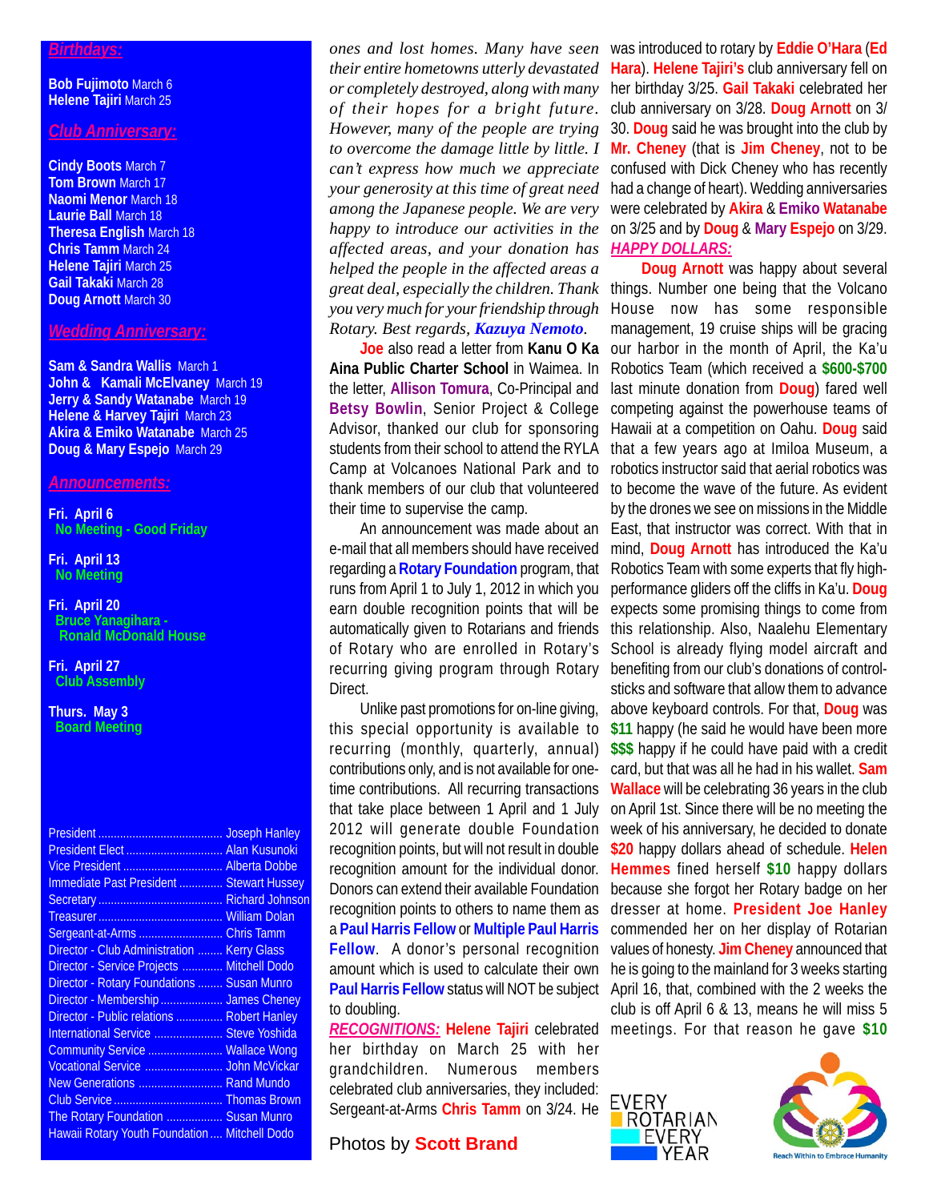## *Birthdays:*

**Bob Fujimoto** March 6
**Helene Tajiri** March 25

## *Club Anniversary:*

**Cindy Boots** March 7
**Tom Brown** March 17
**Naomi Menor** March 18
**Laurie Ball** March 18
**Theresa English** March 18
**Chris Tamm** March 24
**Helene Tajiri** March 25
**Gail Takaki** March 28
**Doug Arnott** March 30

## *Wedding Anniversary:*

**Sam & Sandra Wallis** March 1
**John & Kamali McElvaney** March 19
**Jerry & Sandy Watanabe** March 19
**Helene & Harvey Tajiri** March 23
**Akira & Emiko Watanabe** March 25
**Doug & Mary Espejo** March 29

## *Announcements:*

**Fri. April 6**
**No Meeting - Good Friday**

**Fri. April 13**
**No Meeting**

**Fri. April 20**
**Bruce Yanagihara - Ronald McDonald House**

**Fri. April 27**
**Club Assembly**

**Thurs. May 3**
**Board Meeting**

| | |
|---|---|
| President | Joseph Hanley |
| President Elect | Alan Kusunoki |
| Vice President | Alberta Dobbe |
| Immediate Past President | Stewart Hussey |
| Secretary | Richard Johnson |
| Treasurer | William Dolan |
| Sergeant-at-Arms | Chris Tamm |
| Director - Club Administration | Kerry Glass |
| Director - Service Projects | Mitchell Dodo |
| Director - Rotary Foundations | Susan Munro |
| Director - Membership | James Cheney |
| Director - Public relations | Robert Hanley |
| International Service | Steve Yoshida |
| Community Service | Wallace Wong |
| Vocational Service | John McVickar |
| New Generations | Rand Mundo |
| Club Service | Thomas Brown |
| The Rotary Foundation | Susan Munro |
| Hawaii Rotary Youth Foundation | Mitchell Dodo |

*ones and lost homes. Many have seen their entire hometowns utterly devastated or completely destroyed, along with many of their hopes for a bright future. However, many of the people are trying to overcome the damage little by little. I can't express how much we appreciate your generosity at this time of great need among the Japanese people. We are very happy to introduce our activities in the affected areas, and your donation has helped the people in the affected areas a great deal, especially the children. Thank you very much for your friendship through Rotary. Best regards,* ***Kazuya Nemoto****.*

**Joe** also read a letter from **Kanu O Ka Aina Public Charter School** in Waimea. In the letter, **Allison Tomura**, Co-Principal and **Betsy Bowlin**, Senior Project & College Advisor, thanked our club for sponsoring students from their school to attend the RYLA Camp at Volcanoes National Park and to thank members of our club that volunteered their time to supervise the camp.

An announcement was made about an e-mail that all members should have received regarding a **Rotary Foundation** program, that runs from April 1 to July 1, 2012 in which you earn double recognition points that will be automatically given to Rotarians and friends of Rotary who are enrolled in Rotary's recurring giving program through Rotary Direct.

Unlike past promotions for on-line giving, this special opportunity is available to recurring (monthly, quarterly, annual) contributions only, and is not available for one-time contributions. All recurring transactions that take place between 1 April and 1 July 2012 will generate double Foundation recognition points, but will not result in double recognition amount for the individual donor. Donors can extend their available Foundation recognition points to others to name them as a **Paul Harris Fellow** or **Multiple Paul Harris Fellow**. A donor's personal recognition amount which is used to calculate their own **Paul Harris Fellow** status will NOT be subject to doubling.

***RECOGNITIONS:*** **Helene Tajiri** celebrated her birthday on March 25 with her grandchildren. Numerous members celebrated club anniversaries, they included: Sergeant-at-Arms **Chris Tamm** on 3/24. He was introduced to rotary by **Eddie O'Hara** (**Ed Hara**). **Helene Tajiri's** club anniversary fell on her birthday 3/25. **Gail Takaki** celebrated her club anniversary on 3/28. **Doug Arnott** on 3/30. **Doug** said he was brought into the club by **Mr. Cheney** (that is **Jim Cheney**, not to be confused with Dick Cheney who has recently had a change of heart). Wedding anniversaries were celebrated by **Akira** & **Emiko Watanabe** on 3/25 and by **Doug** & **Mary Espejo** on 3/29.

***HAPPY DOLLARS:***

**Doug Arnott** was happy about several things. Number one being that the Volcano House now has some responsible management, 19 cruise ships will be gracing our harbor in the month of April, the Ka'u Robotics Team (which received a **$600-$700** last minute donation from **Doug**) fared well competing against the powerhouse teams of Hawaii at a competition on Oahu. **Doug** said that a few years ago at Imiloa Museum, a robotics instructor said that aerial robotics was to become the wave of the future. As evident by the drones we see on missions in the Middle East, that instructor was correct. With that in mind, **Doug Arnott** has introduced the Ka'u Robotics Team with some experts that fly high-performance gliders off the cliffs in Ka'u. **Doug** expects some promising things to come from this relationship. Also, Naalehu Elementary School is already flying model aircraft and benefiting from our club's donations of control-sticks and software that allow them to advance above keyboard controls. For that, **Doug** was **$11** happy (he said he would have been more **$$$** happy if he could have paid with a credit card, but that was all he had in his wallet. **Sam Wallace** will be celebrating 36 years in the club on April 1st. Since there will be no meeting the week of his anniversary, he decided to donate **$20** happy dollars ahead of schedule. **Helen Hemmes** fined herself **$10** happy dollars because she forgot her Rotary badge on her dresser at home. **President Joe Hanley** commended her on her display of Rotarian values of honesty. **Jim Cheney** announced that he is going to the mainland for 3 weeks starting April 16, that, combined with the 2 weeks the club is off April 6 & 13, means he will miss 5 meetings. For that reason he gave **$10**

Photos by **Scott Brand**

EVERY ROTARIAN EVERY YEAR

Reach Within to Embrace Humanity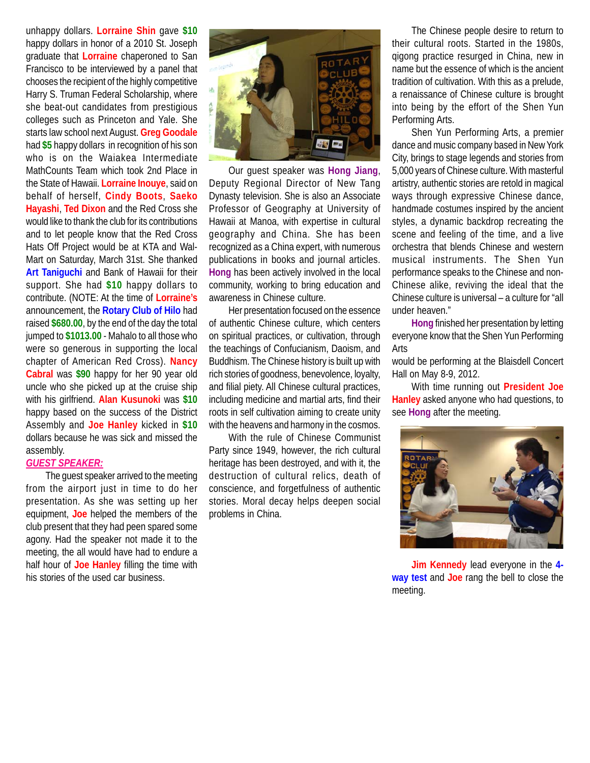unhappy dollars. **Lorraine Shin** gave **$10** happy dollars in honor of a 2010 St. Joseph graduate that **Lorraine** chaperoned to San Francisco to be interviewed by a panel that chooses the recipient of the highly competitive Harry S. Truman Federal Scholarship, where she beat-out candidates from prestigious colleges such as Princeton and Yale. She starts law school next August. **Greg Goodale** had **$5** happy dollars in recognition of his son who is on the Waiakea Intermediate MathCounts Team which took 2nd Place in the State of Hawaii. **Lorraine Inouye**, said on behalf of herself, **Cindy Boots**, **Saeko Hayashi**, **Ted Dixon** and the Red Cross she would like to thank the club for its contributions and to let people know that the Red Cross Hats Off Project would be at KTA and Wal-Mart on Saturday, March 31st. She thanked **Art Taniguchi** and Bank of Hawaii for their support. She had **$10** happy dollars to contribute. (NOTE: At the time of **Lorraine's** announcement, the **Rotary Club of Hilo** had raised **$680.00**, by the end of the day the total jumped to **$1013.00** - Mahalo to all those who were so generous in supporting the local chapter of American Red Cross). **Nancy Cabral** was **$90** happy for her 90 year old uncle who she picked up at the cruise ship with his girlfriend. **Alan Kusunoki** was **$10** happy based on the success of the District Assembly and **Joe Hanley** kicked in **$10** dollars because he was sick and missed the assembly.

***GUEST SPEAKER:***

The guest speaker arrived to the meeting from the airport just in time to do her presentation. As she was setting up her equipment, **Joe** helped the members of the club present that they had peen spared some agony. Had the speaker not made it to the meeting, the all would have had to endure a half hour of **Joe Hanley** filling the time with his stories of the used car business.

Our guest speaker was **Hong Jiang**, Deputy Regional Director of New Tang Dynasty television. She is also an Associate Professor of Geography at University of Hawaii at Manoa, with expertise in cultural geography and China. She has been recognized as a China expert, with numerous publications in books and journal articles. **Hong** has been actively involved in the local community, working to bring education and awareness in Chinese culture.

Her presentation focused on the essence of authentic Chinese culture, which centers on spiritual practices, or cultivation, through the teachings of Confucianism, Daoism, and Buddhism. The Chinese history is built up with rich stories of goodness, benevolence, loyalty, and filial piety. All Chinese cultural practices, including medicine and martial arts, find their roots in self cultivation aiming to create unity with the heavens and harmony in the cosmos.

With the rule of Chinese Communist Party since 1949, however, the rich cultural heritage has been destroyed, and with it, the destruction of cultural relics, death of conscience, and forgetfulness of authentic stories. Moral decay helps deepen social problems in China.

The Chinese people desire to return to their cultural roots. Started in the 1980s, qigong practice resurged in China, new in name but the essence of which is the ancient tradition of cultivation. With this as a prelude, a renaissance of Chinese culture is brought into being by the effort of the Shen Yun Performing Arts.

Shen Yun Performing Arts, a premier dance and music company based in New York City, brings to stage legends and stories from 5,000 years of Chinese culture. With masterful artistry, authentic stories are retold in magical ways through expressive Chinese dance, handmade costumes inspired by the ancient styles, a dynamic backdrop recreating the scene and feeling of the time, and a live orchestra that blends Chinese and western musical instruments. The Shen Yun performance speaks to the Chinese and non-Chinese alike, reviving the ideal that the Chinese culture is universal – a culture for "all under heaven."

**Hong** finished her presentation by letting everyone know that the Shen Yun Performing Arts

would be performing at the Blaisdell Concert Hall on May 8-9, 2012.

With time running out **President Joe Hanley** asked anyone who had questions, to see **Hong** after the meeting.

**Jim Kennedy** lead everyone in the **4-way test** and **Joe** rang the bell to close the meeting.